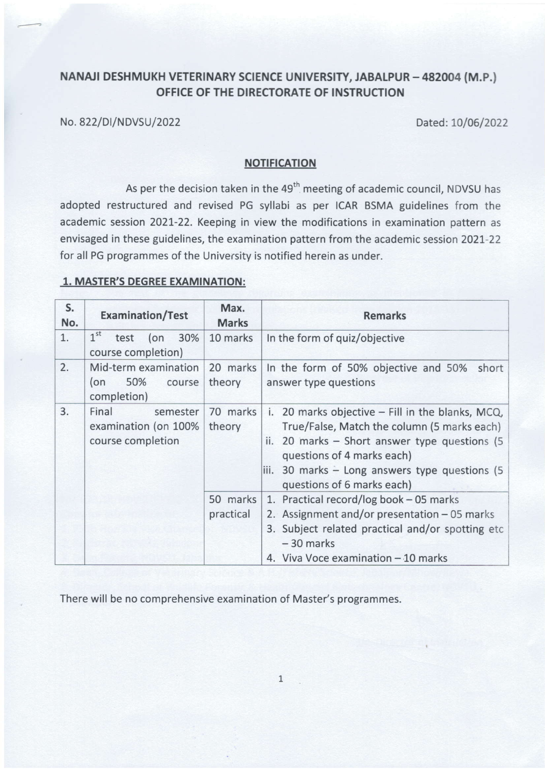## NANAJI DESHMUKH VETERINARY SCIENCE UNIVERSITY, JABALPUR – 482004 (M.P.)
## OFFICE OF THE DIRECTORATE OF INSTRUCTION

No. 822/DI/NDVSU/2022 Dated: 10/06/2022

### NOTIFICATION

As per the decision taken in the 49th meeting of academic council, NDVSU has adopted restructured and revised PG syllabi as per ICAR BSMA guidelines from the academic session 2021-22. Keeping in view the modifications in examination pattern as envisaged in these guidelines, the examination pattern from the academic session 2021-22 for all PG programmes of the University is notified herein as under.

### 1. MASTER'S DEGREE EXAMINATION:

| S. No. | Examination/Test | Max. Marks | Remarks |
|---|---|---|---|
| 1. | 1st test (on 30% course completion) | 10 marks | In the form of quiz/objective |
| 2. | Mid-term examination (on 50% course completion) | 20 marks theory | In the form of 50% objective and 50% short answer type questions |
| 3. | Final semester examination (on 100% course completion | 70 marks theory | i. 20 marks objective – Fill in the blanks, MCQ, True/False, Match the column (5 marks each)<br>ii. 20 marks – Short answer type questions (5 questions of 4 marks each)<br>iii. 30 marks – Long answers type questions (5 questions of 6 marks each) |
| | | 50 marks practical | 1. Practical record/log book – 05 marks<br>2. Assignment and/or presentation – 05 marks<br>3. Subject related practical and/or spotting etc – 30 marks<br>4. Viva Voce examination – 10 marks |

There will be no comprehensive examination of Master's programmes.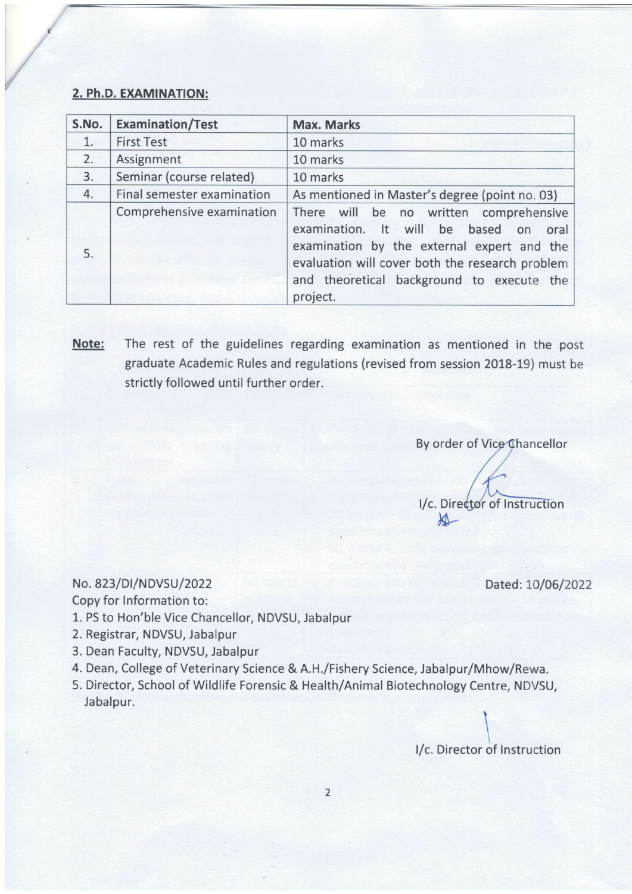## 2. Ph.D. EXAMINATION:

| S.No. | Examination/Test | Max. Marks |
|---|---|---|
| 1. | First Test | 10 marks |
| 2. | Assignment | 10 marks |
| 3. | Seminar (course related) | 10 marks |
| 4. | Final semester examination | As mentioned in Master's degree (point no. 03) |
| 5. | Comprehensive examination | There will be no written comprehensive examination. It will be based on oral examination by the external expert and the evaluation will cover both the research problem and theoretical background to execute the project. |

**Note:** The rest of the guidelines regarding examination as mentioned in the post graduate Academic Rules and regulations (revised from session 2018-19) must be strictly followed until further order.

By order of Vice Chancellor

I/c. Director of Instruction

No. 823/DI/NDVSU/2022

Dated: 10/06/2022

Copy for Information to:

1. PS to Hon'ble Vice Chancellor, NDVSU, Jabalpur
2. Registrar, NDVSU, Jabalpur
3. Dean Faculty, NDVSU, Jabalpur
4. Dean, College of Veterinary Science & A.H./Fishery Science, Jabalpur/Mhow/Rewa.
5. Director, School of Wildlife Forensic & Health/Animal Biotechnology Centre, NDVSU, Jabalpur.

I/c. Director of Instruction